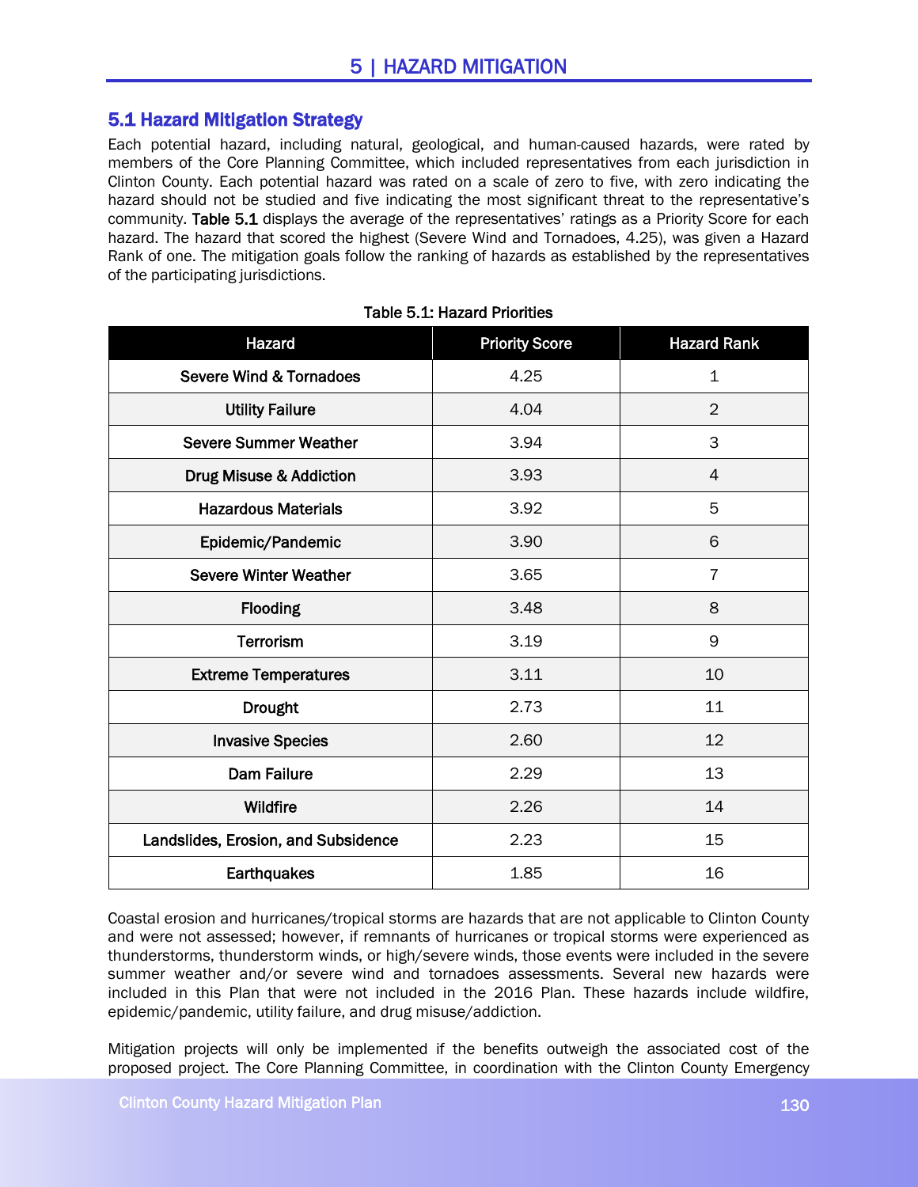# 5 | HAZARD MITIGATION

## 5.1 Hazard Mitigation Strategy

Each potential hazard, including natural, geological, and human-caused hazards, were rated by members of the Core Planning Committee, which included representatives from each jurisdiction in Clinton County. Each potential hazard was rated on a scale of zero to five, with zero indicating the hazard should not be studied and five indicating the most significant threat to the representative's community. **Table 5.1** displays the average of the representatives' ratings as a Priority Score for each hazard. The hazard that scored the highest (Severe Wind and Tornadoes, 4.25), was given a Hazard Rank of one. The mitigation goals follow the ranking of hazards as established by the representatives of the participating jurisdictions.

**Table 5.1: Hazard Priorities**

| Hazard | Priority Score | Hazard Rank |
|---|---|---|
| Severe Wind & Tornadoes | 4.25 | 1 |
| Utility Failure | 4.04 | 2 |
| Severe Summer Weather | 3.94 | 3 |
| Drug Misuse & Addiction | 3.93 | 4 |
| Hazardous Materials | 3.92 | 5 |
| Epidemic/Pandemic | 3.90 | 6 |
| Severe Winter Weather | 3.65 | 7 |
| Flooding | 3.48 | 8 |
| Terrorism | 3.19 | 9 |
| Extreme Temperatures | 3.11 | 10 |
| Drought | 2.73 | 11 |
| Invasive Species | 2.60 | 12 |
| Dam Failure | 2.29 | 13 |
| Wildfire | 2.26 | 14 |
| Landslides, Erosion, and Subsidence | 2.23 | 15 |
| Earthquakes | 1.85 | 16 |

Coastal erosion and hurricanes/tropical storms are hazards that are not applicable to Clinton County and were not assessed; however, if remnants of hurricanes or tropical storms were experienced as thunderstorms, thunderstorm winds, or high/severe winds, those events were included in the severe summer weather and/or severe wind and tornadoes assessments. Several new hazards were included in this Plan that were not included in the 2016 Plan. These hazards include wildfire, epidemic/pandemic, utility failure, and drug misuse/addiction.

Mitigation projects will only be implemented if the benefits outweigh the associated cost of the proposed project. The Core Planning Committee, in coordination with the Clinton County Emergency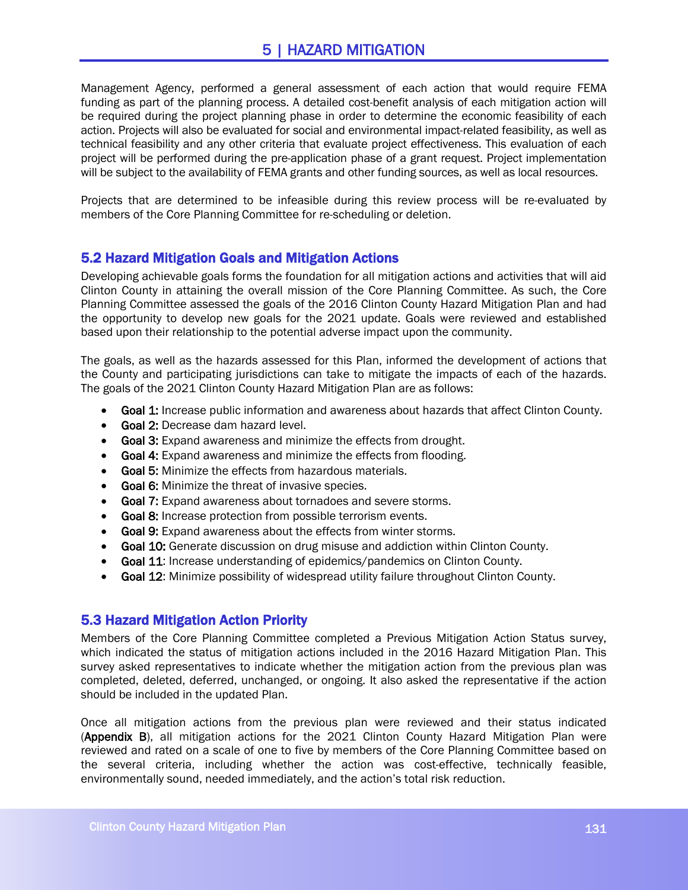Management Agency, performed a general assessment of each action that would require FEMA funding as part of the planning process. A detailed cost-benefit analysis of each mitigation action will be required during the project planning phase in order to determine the economic feasibility of each action. Projects will also be evaluated for social and environmental impact-related feasibility, as well as technical feasibility and any other criteria that evaluate project effectiveness. This evaluation of each project will be performed during the pre-application phase of a grant request. Project implementation will be subject to the availability of FEMA grants and other funding sources, as well as local resources.

Projects that are determined to be infeasible during this review process will be re-evaluated by members of the Core Planning Committee for re-scheduling or deletion.

## 5.2 Hazard Mitigation Goals and Mitigation Actions

Developing achievable goals forms the foundation for all mitigation actions and activities that will aid Clinton County in attaining the overall mission of the Core Planning Committee. As such, the Core Planning Committee assessed the goals of the 2016 Clinton County Hazard Mitigation Plan and had the opportunity to develop new goals for the 2021 update. Goals were reviewed and established based upon their relationship to the potential adverse impact upon the community.

The goals, as well as the hazards assessed for this Plan, informed the development of actions that the County and participating jurisdictions can take to mitigate the impacts of each of the hazards. The goals of the 2021 Clinton County Hazard Mitigation Plan are as follows:

- **Goal 1:** Increase public information and awareness about hazards that affect Clinton County.
- **Goal 2:** Decrease dam hazard level.
- **Goal 3:** Expand awareness and minimize the effects from drought.
- **Goal 4:** Expand awareness and minimize the effects from flooding.
- **Goal 5:** Minimize the effects from hazardous materials.
- **Goal 6:** Minimize the threat of invasive species.
- **Goal 7:** Expand awareness about tornadoes and severe storms.
- **Goal 8:** Increase protection from possible terrorism events.
- **Goal 9:** Expand awareness about the effects from winter storms.
- **Goal 10:** Generate discussion on drug misuse and addiction within Clinton County.
- **Goal 11**: Increase understanding of epidemics/pandemics on Clinton County.
- **Goal 12**: Minimize possibility of widespread utility failure throughout Clinton County.

## 5.3 Hazard Mitigation Action Priority

Members of the Core Planning Committee completed a Previous Mitigation Action Status survey, which indicated the status of mitigation actions included in the 2016 Hazard Mitigation Plan. This survey asked representatives to indicate whether the mitigation action from the previous plan was completed, deleted, deferred, unchanged, or ongoing. It also asked the representative if the action should be included in the updated Plan.

Once all mitigation actions from the previous plan were reviewed and their status indicated (**Appendix B**), all mitigation actions for the 2021 Clinton County Hazard Mitigation Plan were reviewed and rated on a scale of one to five by members of the Core Planning Committee based on the several criteria, including whether the action was cost-effective, technically feasible, environmentally sound, needed immediately, and the action's total risk reduction.